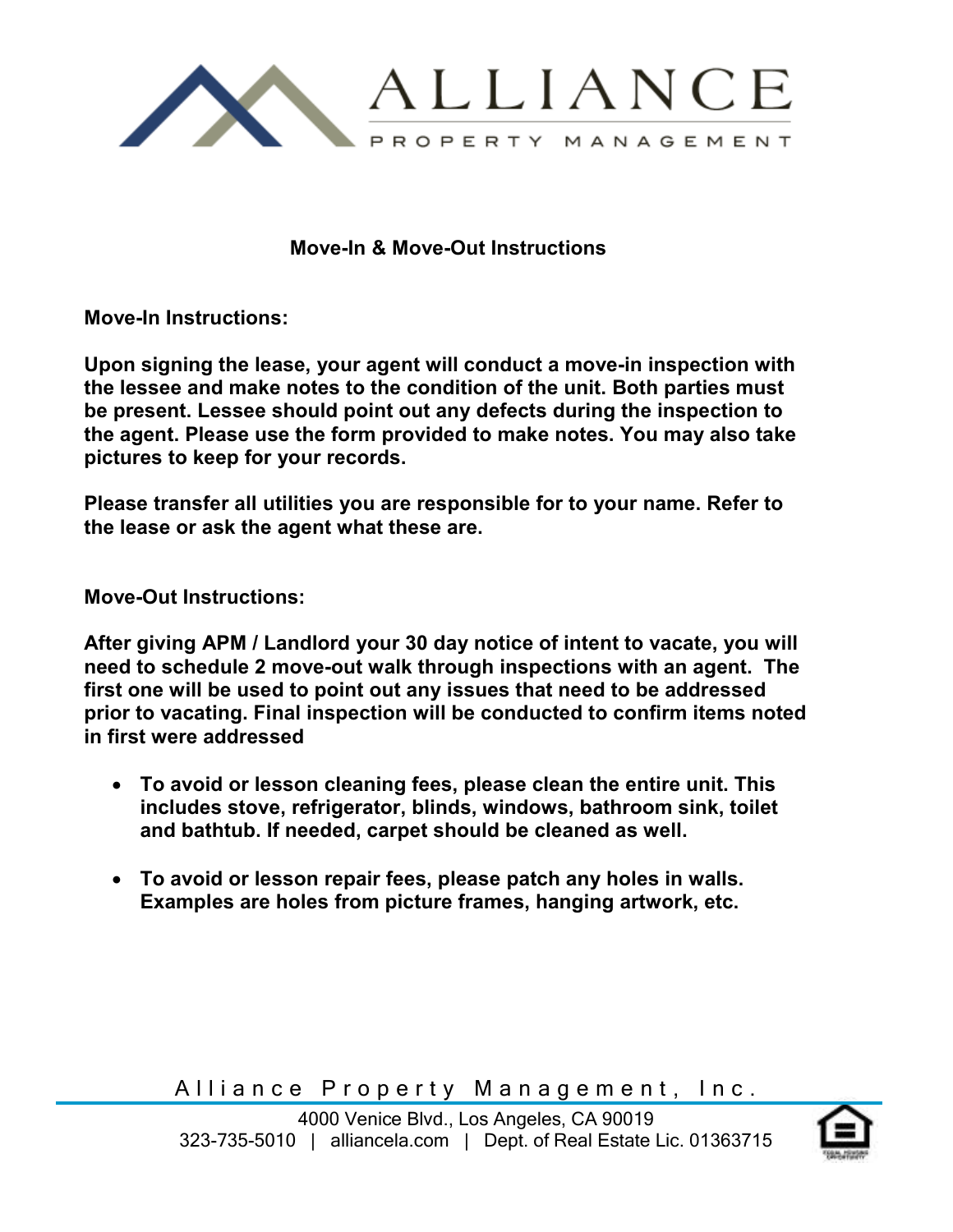# ALLIANCE

PROPERTY MANAGEMENT

## Move-In & Move-Out Instructions

**Move-In Instructions:**

**Upon signing the lease, your agent will conduct a move-in inspection with the lessee and make notes to the condition of the unit. Both parties must be present. Lessee should point out any defects during the inspection to the agent. Please use the form provided to make notes. You may also take pictures to keep for your records.**

**Please transfer all utilities you are responsible for to your name. Refer to the lease or ask the agent what these are.**

**Move-Out Instructions:**

**After giving APM / Landlord your 30 day notice of intent to vacate, you will need to schedule 2 move-out walk through inspections with an agent. The first one will be used to point out any issues that need to be addressed prior to vacating. Final inspection will be conducted to confirm items noted in first were addressed**

- **To avoid or lesson cleaning fees, please clean the entire unit. This includes stove, refrigerator, blinds, windows, bathroom sink, toilet and bathtub. If needed, carpet should be cleaned as well.**
- **To avoid or lesson repair fees, please patch any holes in walls. Examples are holes from picture frames, hanging artwork, etc.**

Alliance Property Management, Inc.

4000 Venice Blvd., Los Angeles, CA 90019
323-735-5010 | alliancela.com | Dept. of Real Estate Lic. 01363715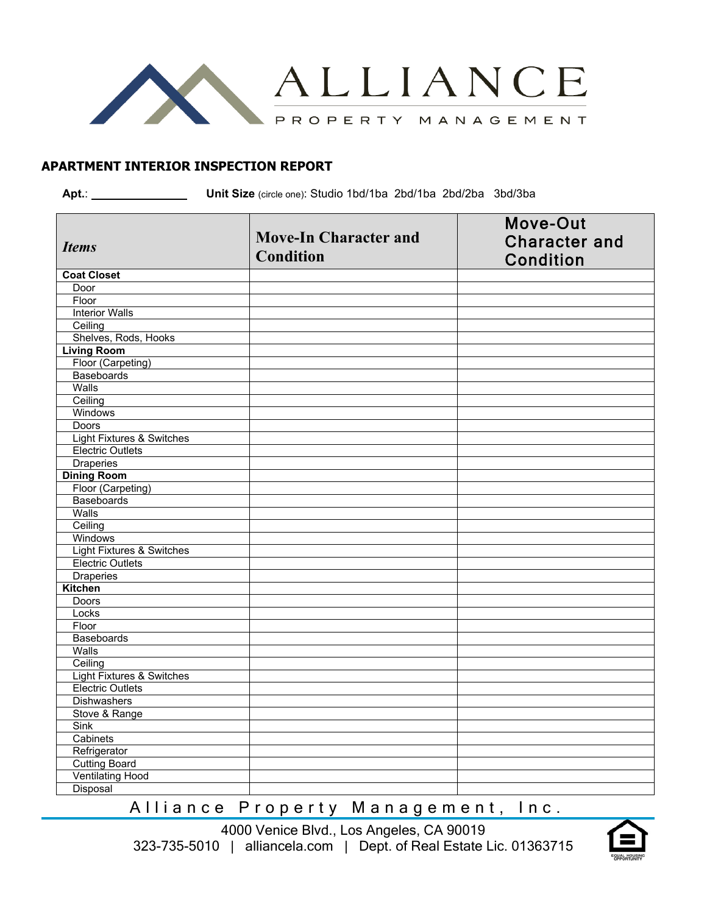ALLIANCE
PROPERTY MANAGEMENT

## APARTMENT INTERIOR INSPECTION REPORT

**Apt.**: ______________ **Unit Size** (circle one): Studio 1bd/1ba 2bd/1ba 2bd/2ba 3bd/3ba

| *Items* | Move-In Character and Condition | Move-Out Character and Condition |
|---|---|---|
| **Coat Closet** | | |
| Door | | |
| Floor | | |
| Interior Walls | | |
| Ceiling | | |
| Shelves, Rods, Hooks | | |
| **Living Room** | | |
| Floor (Carpeting) | | |
| Baseboards | | |
| Walls | | |
| Ceiling | | |
| Windows | | |
| Doors | | |
| Light Fixtures & Switches | | |
| Electric Outlets | | |
| Draperies | | |
| **Dining Room** | | |
| Floor (Carpeting) | | |
| Baseboards | | |
| Walls | | |
| Ceiling | | |
| Windows | | |
| Light Fixtures & Switches | | |
| Electric Outlets | | |
| Draperies | | |
| **Kitchen** | | |
| Doors | | |
| Locks | | |
| Floor | | |
| Baseboards | | |
| Walls | | |
| Ceiling | | |
| Light Fixtures & Switches | | |
| Electric Outlets | | |
| Dishwashers | | |
| Stove & Range | | |
| Sink | | |
| Cabinets | | |
| Refrigerator | | |
| Cutting Board | | |
| Ventilating Hood | | |
| Disposal | | |

Alliance Property Management, Inc.

4000 Venice Blvd., Los Angeles, CA 90019
323-735-5010 | alliancela.com | Dept. of Real Estate Lic. 01363715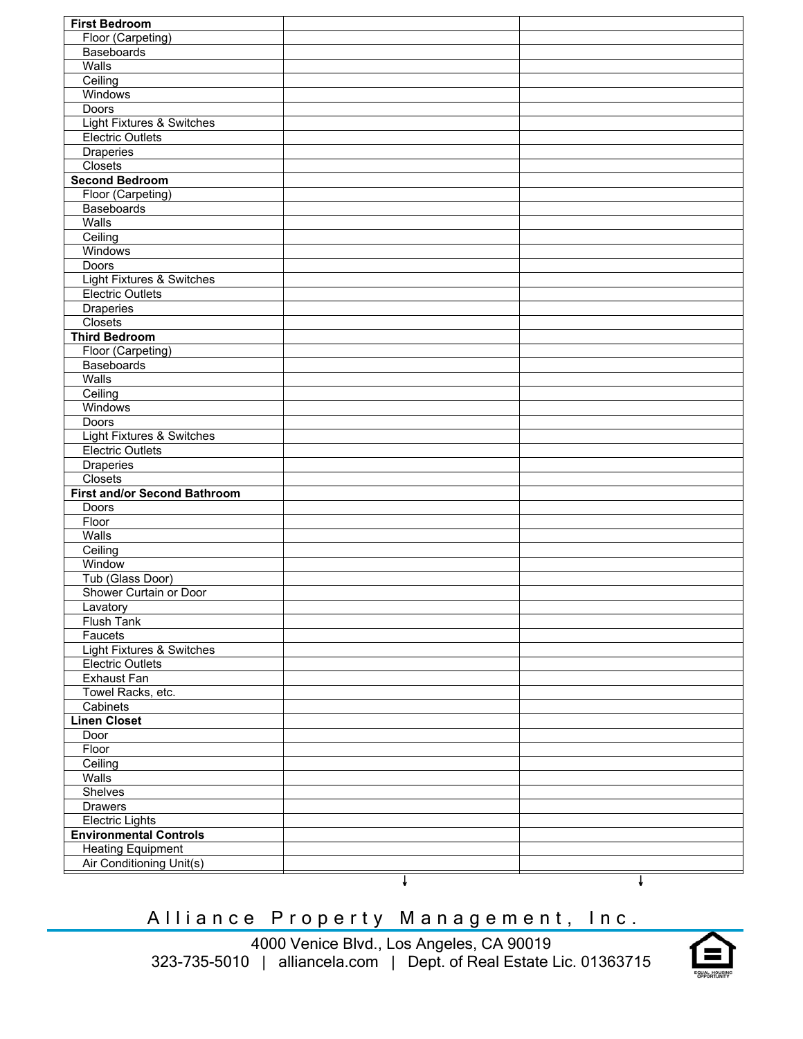| | | |
|---|---|---|
| **First Bedroom** | | |
| Floor (Carpeting) | | |
| Baseboards | | |
| Walls | | |
| Ceiling | | |
| Windows | | |
| Doors | | |
| Light Fixtures & Switches | | |
| Electric Outlets | | |
| Draperies | | |
| Closets | | |
| **Second Bedroom** | | |
| Floor (Carpeting) | | |
| Baseboards | | |
| Walls | | |
| Ceiling | | |
| Windows | | |
| Doors | | |
| Light Fixtures & Switches | | |
| Electric Outlets | | |
| Draperies | | |
| Closets | | |
| **Third Bedroom** | | |
| Floor (Carpeting) | | |
| Baseboards | | |
| Walls | | |
| Ceiling | | |
| Windows | | |
| Doors | | |
| Light Fixtures & Switches | | |
| Electric Outlets | | |
| Draperies | | |
| Closets | | |
| **First and/or Second Bathroom** | | |
| Doors | | |
| Floor | | |
| Walls | | |
| Ceiling | | |
| Window | | |
| Tub (Glass Door) | | |
| Shower Curtain or Door | | |
| Lavatory | | |
| Flush Tank | | |
| Faucets | | |
| Light Fixtures & Switches | | |
| Electric Outlets | | |
| Exhaust Fan | | |
| Towel Racks, etc. | | |
| Cabinets | | |
| **Linen Closet** | | |
| Door | | |
| Floor | | |
| Ceiling | | |
| Walls | | |
| Shelves | | |
| Drawers | | |
| Electric Lights | | |
| **Environmental Controls** | | |
| Heating Equipment | | |
| Air Conditioning Unit(s) | | |
| | ↓ | ↓ |

Alliance Property Management, Inc.

4000 Venice Blvd., Los Angeles, CA 90019
323-735-5010 | alliancela.com | Dept. of Real Estate Lic. 01363715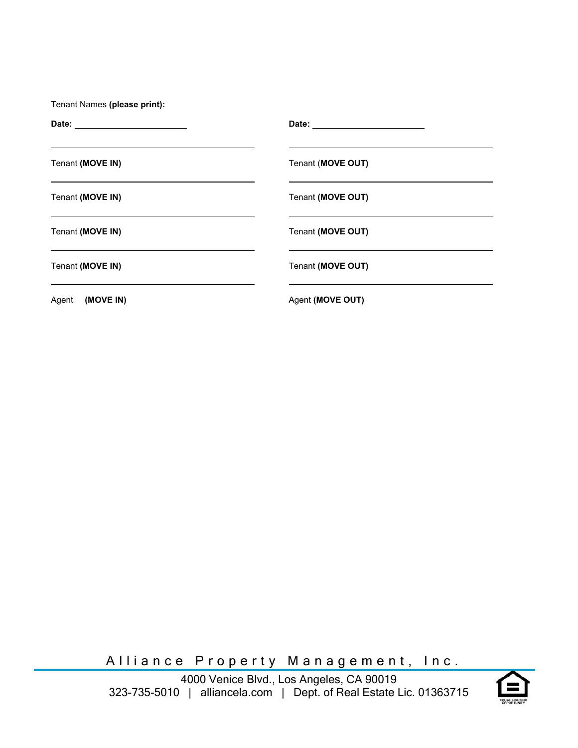Tenant Names **(please print):**

| **Date:** ______________________ | **Date:** ______________________ |
|---|---|
| ______________________________ | ______________________________ |
| Tenant **(MOVE IN)** | Tenant (**MOVE OUT)** |
| ______________________________ | ______________________________ |
| Tenant **(MOVE IN)** | Tenant **(MOVE OUT)** |
| ______________________________ | ______________________________ |
| Tenant **(MOVE IN)** | Tenant **(MOVE OUT)** |
| ______________________________ | ______________________________ |
| Tenant **(MOVE IN)** | Tenant **(MOVE OUT)** |
| ______________________________ | ______________________________ |
| Agent **(MOVE IN)** | Agent **(MOVE OUT)** |

Alliance Property Management, Inc.

4000 Venice Blvd., Los Angeles, CA 90019

323-735-5010 | alliancela.com | Dept. of Real Estate Lic. 01363715

EQUAL HOUSING OPPORTUNITY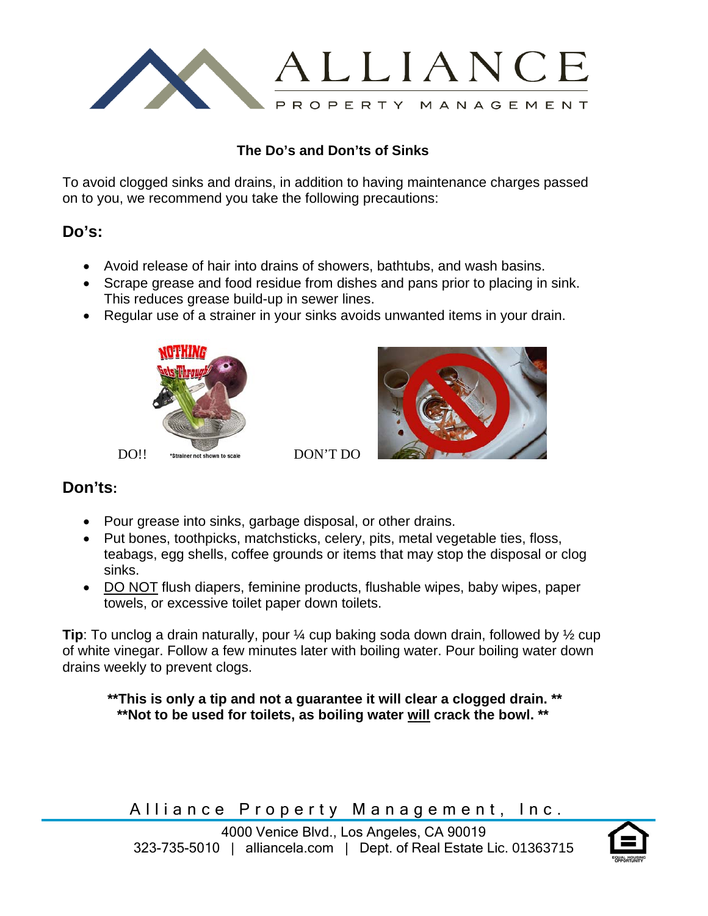# ALLIANCE

PROPERTY MANAGEMENT

### The Do's and Don'ts of Sinks

To avoid clogged sinks and drains, in addition to having maintenance charges passed on to you, we recommend you take the following precautions:

## Do's:

- Avoid release of hair into drains of showers, bathtubs, and wash basins.
- Scrape grease and food residue from dishes and pans prior to placing in sink. This reduces grease build-up in sewer lines.
- Regular use of a strainer in your sinks avoids unwanted items in your drain.

DO!! *Strainer not shown to scale

DON'T DO

## Don'ts:

- Pour grease into sinks, garbage disposal, or other drains.
- Put bones, toothpicks, matchsticks, celery, pits, metal vegetable ties, floss, teabags, egg shells, coffee grounds or items that may stop the disposal or clog sinks.
- DO NOT flush diapers, feminine products, flushable wipes, baby wipes, paper towels, or excessive toilet paper down toilets.

**Tip**: To unclog a drain naturally, pour ¼ cup baking soda down drain, followed by ½ cup of white vinegar. Follow a few minutes later with boiling water. Pour boiling water down drains weekly to prevent clogs.

****This is only a tip and not a guarantee it will clear a clogged drain. ******

****Not to be used for toilets, as boiling water will crack the bowl. ******

Alliance Property Management, Inc.

4000 Venice Blvd., Los Angeles, CA 90019

323-735-5010 | alliancela.com | Dept. of Real Estate Lic. 01363715